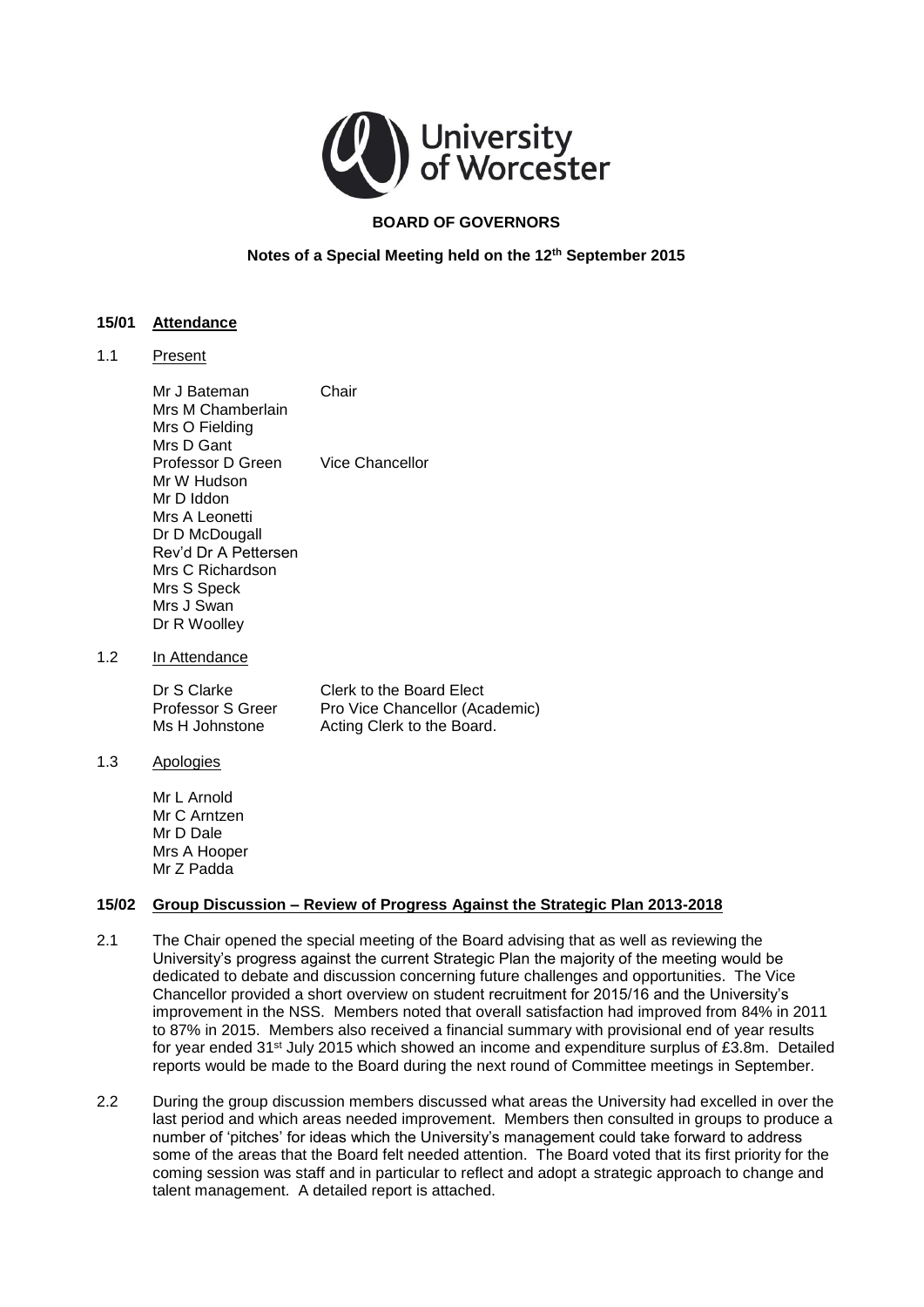University of Worcester

**BOARD OF GOVERNORS**

**Notes of a Special Meeting held on the 12th September 2015**

## 15/01 Attendance

1.1 Present

| | |
|---|---|
| Mr J Bateman | Chair |
| Mrs M Chamberlain | |
| Mrs O Fielding | |
| Mrs D Gant | |
| Professor D Green | Vice Chancellor |
| Mr W Hudson | |
| Mr D Iddon | |
| Mrs A Leonetti | |
| Dr D McDougall | |
| Rev'd Dr A Pettersen | |
| Mrs C Richardson | |
| Mrs S Speck | |
| Mrs J Swan | |
| Dr R Woolley | |

1.2 In Attendance

| | |
|---|---|
| Dr S Clarke | Clerk to the Board Elect |
| Professor S Greer | Pro Vice Chancellor (Academic) |
| Ms H Johnstone | Acting Clerk to the Board. |

1.3 Apologies

Mr L Arnold
Mr C Arntzen
Mr D Dale
Mrs A Hooper
Mr Z Padda

## 15/02 Group Discussion – Review of Progress Against the Strategic Plan 2013-2018

2.1 The Chair opened the special meeting of the Board advising that as well as reviewing the University's progress against the current Strategic Plan the majority of the meeting would be dedicated to debate and discussion concerning future challenges and opportunities. The Vice Chancellor provided a short overview on student recruitment for 2015/16 and the University's improvement in the NSS. Members noted that overall satisfaction had improved from 84% in 2011 to 87% in 2015. Members also received a financial summary with provisional end of year results for year ended 31st July 2015 which showed an income and expenditure surplus of £3.8m. Detailed reports would be made to the Board during the next round of Committee meetings in September.

2.2 During the group discussion members discussed what areas the University had excelled in over the last period and which areas needed improvement. Members then consulted in groups to produce a number of 'pitches' for ideas which the University's management could take forward to address some of the areas that the Board felt needed attention. The Board voted that its first priority for the coming session was staff and in particular to reflect and adopt a strategic approach to change and talent management. A detailed report is attached.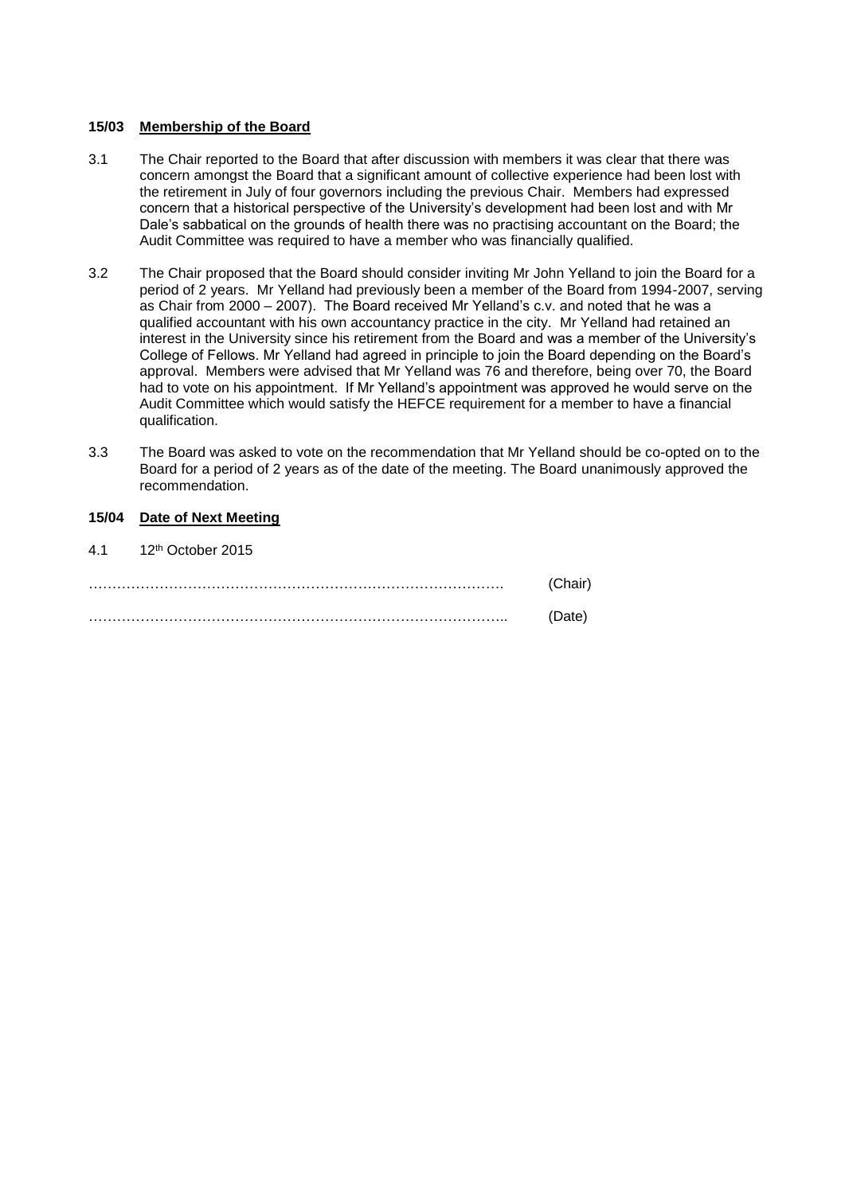### 15/03 Membership of the Board

3.1 The Chair reported to the Board that after discussion with members it was clear that there was concern amongst the Board that a significant amount of collective experience had been lost with the retirement in July of four governors including the previous Chair. Members had expressed concern that a historical perspective of the University's development had been lost and with Mr Dale's sabbatical on the grounds of health there was no practising accountant on the Board; the Audit Committee was required to have a member who was financially qualified.

3.2 The Chair proposed that the Board should consider inviting Mr John Yelland to join the Board for a period of 2 years. Mr Yelland had previously been a member of the Board from 1994-2007, serving as Chair from 2000 – 2007). The Board received Mr Yelland's c.v. and noted that he was a qualified accountant with his own accountancy practice in the city. Mr Yelland had retained an interest in the University since his retirement from the Board and was a member of the University's College of Fellows. Mr Yelland had agreed in principle to join the Board depending on the Board's approval. Members were advised that Mr Yelland was 76 and therefore, being over 70, the Board had to vote on his appointment. If Mr Yelland's appointment was approved he would serve on the Audit Committee which would satisfy the HEFCE requirement for a member to have a financial qualification.

3.3 The Board was asked to vote on the recommendation that Mr Yelland should be co-opted on to the Board for a period of 2 years as of the date of the meeting. The Board unanimously approved the recommendation.

### 15/04 Date of Next Meeting

4.1 12th October 2015

……………………………………………………………………………. (Chair)

…………………………………………………………………………….. (Date)